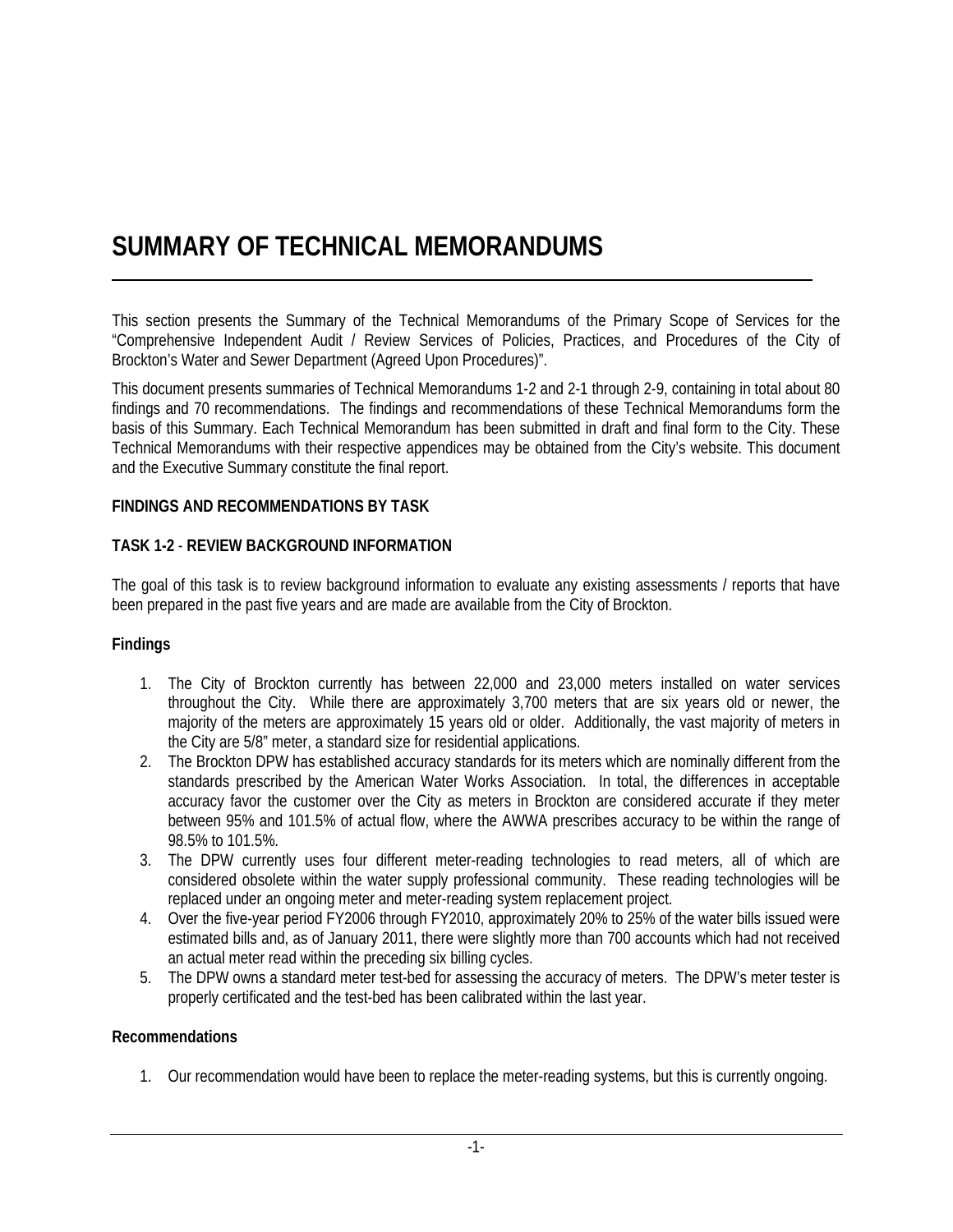# SUMMARY OF TECHNICAL MEMORANDUMS

This section presents the Summary of the Technical Memorandums of the Primary Scope of Services for the "Comprehensive Independent Audit / Review Services of Policies, Practices, and Procedures of the City of Brockton's Water and Sewer Department (Agreed Upon Procedures)".

This document presents summaries of Technical Memorandums 1-2 and 2-1 through 2-9, containing in total about 80 findings and 70 recommendations. The findings and recommendations of these Technical Memorandums form the basis of this Summary. Each Technical Memorandum has been submitted in draft and final form to the City. These Technical Memorandums with their respective appendices may be obtained from the City's website. This document and the Executive Summary constitute the final report.

**FINDINGS AND RECOMMENDATIONS BY TASK**

**TASK 1-2 - REVIEW BACKGROUND INFORMATION**

The goal of this task is to review background information to evaluate any existing assessments / reports that have been prepared in the past five years and are made are available from the City of Brockton.

**Findings**

1. The City of Brockton currently has between 22,000 and 23,000 meters installed on water services throughout the City. While there are approximately 3,700 meters that are six years old or newer, the majority of the meters are approximately 15 years old or older. Additionally, the vast majority of meters in the City are 5/8" meter, a standard size for residential applications.
2. The Brockton DPW has established accuracy standards for its meters which are nominally different from the standards prescribed by the American Water Works Association. In total, the differences in acceptable accuracy favor the customer over the City as meters in Brockton are considered accurate if they meter between 95% and 101.5% of actual flow, where the AWWA prescribes accuracy to be within the range of 98.5% to 101.5%.
3. The DPW currently uses four different meter-reading technologies to read meters, all of which are considered obsolete within the water supply professional community. These reading technologies will be replaced under an ongoing meter and meter-reading system replacement project.
4. Over the five-year period FY2006 through FY2010, approximately 20% to 25% of the water bills issued were estimated bills and, as of January 2011, there were slightly more than 700 accounts which had not received an actual meter read within the preceding six billing cycles.
5. The DPW owns a standard meter test-bed for assessing the accuracy of meters. The DPW's meter tester is properly certificated and the test-bed has been calibrated within the last year.

**Recommendations**

1. Our recommendation would have been to replace the meter-reading systems, but this is currently ongoing.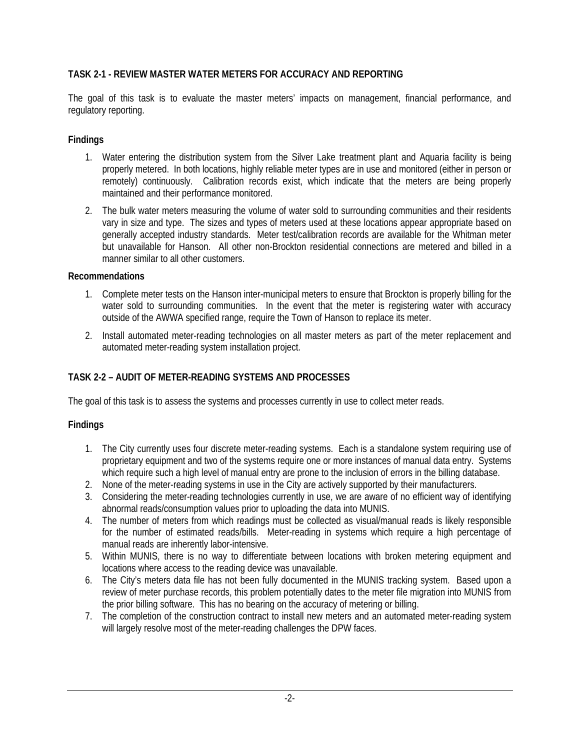### TASK 2-1 - REVIEW MASTER WATER METERS FOR ACCURACY AND REPORTING

The goal of this task is to evaluate the master meters' impacts on management, financial performance, and regulatory reporting.

#### Findings

1. Water entering the distribution system from the Silver Lake treatment plant and Aquaria facility is being properly metered. In both locations, highly reliable meter types are in use and monitored (either in person or remotely) continuously. Calibration records exist, which indicate that the meters are being properly maintained and their performance monitored.
2. The bulk water meters measuring the volume of water sold to surrounding communities and their residents vary in size and type. The sizes and types of meters used at these locations appear appropriate based on generally accepted industry standards. Meter test/calibration records are available for the Whitman meter but unavailable for Hanson. All other non-Brockton residential connections are metered and billed in a manner similar to all other customers.

#### Recommendations

1. Complete meter tests on the Hanson inter-municipal meters to ensure that Brockton is properly billing for the water sold to surrounding communities. In the event that the meter is registering water with accuracy outside of the AWWA specified range, require the Town of Hanson to replace its meter.
2. Install automated meter-reading technologies on all master meters as part of the meter replacement and automated meter-reading system installation project.

### TASK 2-2 – AUDIT OF METER-READING SYSTEMS AND PROCESSES

The goal of this task is to assess the systems and processes currently in use to collect meter reads.

#### Findings

1. The City currently uses four discrete meter-reading systems. Each is a standalone system requiring use of proprietary equipment and two of the systems require one or more instances of manual data entry. Systems which require such a high level of manual entry are prone to the inclusion of errors in the billing database.
2. None of the meter-reading systems in use in the City are actively supported by their manufacturers.
3. Considering the meter-reading technologies currently in use, we are aware of no efficient way of identifying abnormal reads/consumption values prior to uploading the data into MUNIS.
4. The number of meters from which readings must be collected as visual/manual reads is likely responsible for the number of estimated reads/bills. Meter-reading in systems which require a high percentage of manual reads are inherently labor-intensive.
5. Within MUNIS, there is no way to differentiate between locations with broken metering equipment and locations where access to the reading device was unavailable.
6. The City's meters data file has not been fully documented in the MUNIS tracking system. Based upon a review of meter purchase records, this problem potentially dates to the meter file migration into MUNIS from the prior billing software. This has no bearing on the accuracy of metering or billing.
7. The completion of the construction contract to install new meters and an automated meter-reading system will largely resolve most of the meter-reading challenges the DPW faces.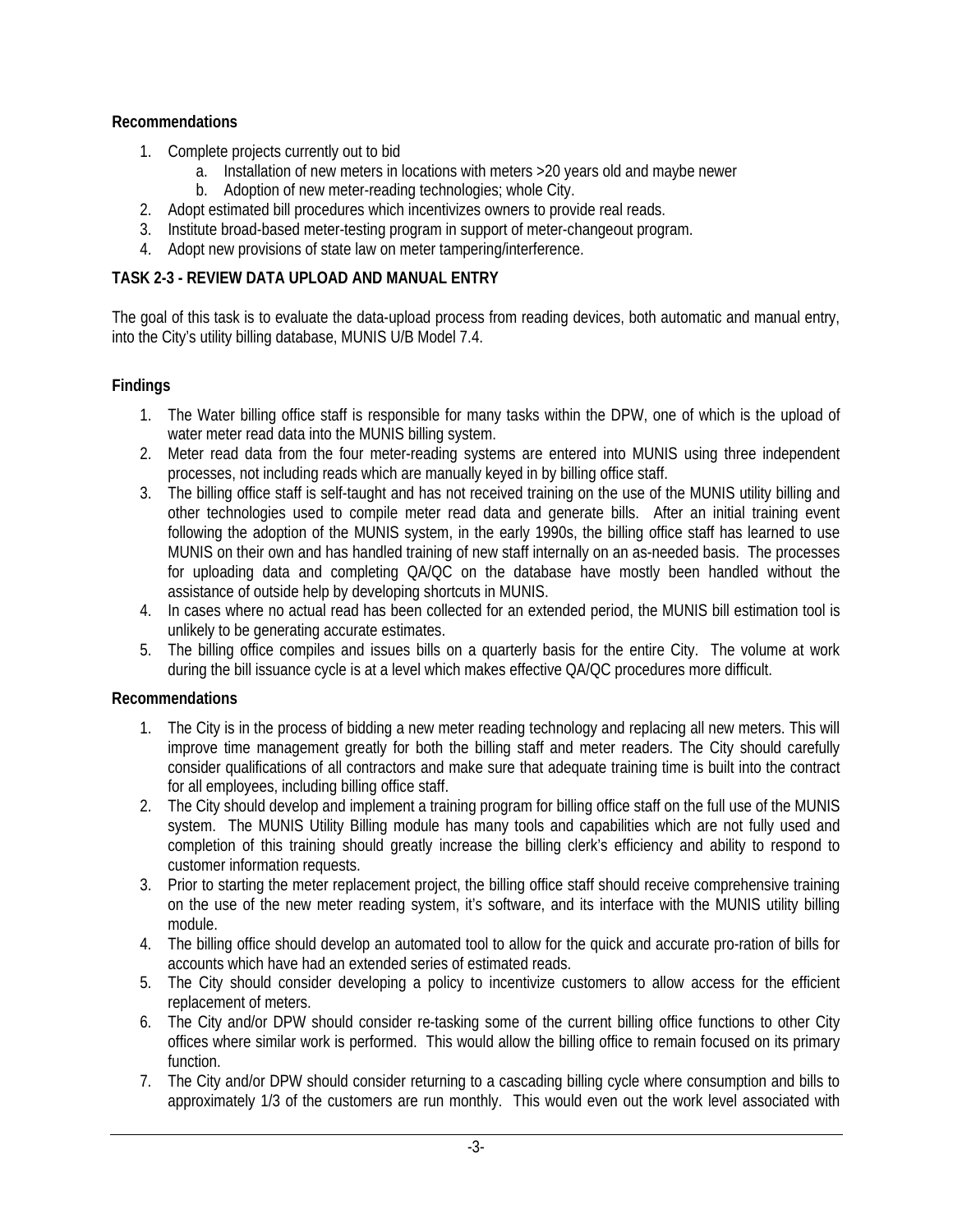**Recommendations**

1. Complete projects currently out to bid
    a. Installation of new meters in locations with meters >20 years old and maybe newer
    b. Adoption of new meter-reading technologies; whole City.
2. Adopt estimated bill procedures which incentivizes owners to provide real reads.
3. Institute broad-based meter-testing program in support of meter-changeout program.
4. Adopt new provisions of state law on meter tampering/interference.

**TASK 2-3 - REVIEW DATA UPLOAD AND MANUAL ENTRY**

The goal of this task is to evaluate the data-upload process from reading devices, both automatic and manual entry, into the City's utility billing database, MUNIS U/B Model 7.4.

**Findings**

1. The Water billing office staff is responsible for many tasks within the DPW, one of which is the upload of water meter read data into the MUNIS billing system.
2. Meter read data from the four meter-reading systems are entered into MUNIS using three independent processes, not including reads which are manually keyed in by billing office staff.
3. The billing office staff is self-taught and has not received training on the use of the MUNIS utility billing and other technologies used to compile meter read data and generate bills. After an initial training event following the adoption of the MUNIS system, in the early 1990s, the billing office staff has learned to use MUNIS on their own and has handled training of new staff internally on an as-needed basis. The processes for uploading data and completing QA/QC on the database have mostly been handled without the assistance of outside help by developing shortcuts in MUNIS.
4. In cases where no actual read has been collected for an extended period, the MUNIS bill estimation tool is unlikely to be generating accurate estimates.
5. The billing office compiles and issues bills on a quarterly basis for the entire City. The volume at work during the bill issuance cycle is at a level which makes effective QA/QC procedures more difficult.

**Recommendations**

1. The City is in the process of bidding a new meter reading technology and replacing all new meters. This will improve time management greatly for both the billing staff and meter readers. The City should carefully consider qualifications of all contractors and make sure that adequate training time is built into the contract for all employees, including billing office staff.
2. The City should develop and implement a training program for billing office staff on the full use of the MUNIS system. The MUNIS Utility Billing module has many tools and capabilities which are not fully used and completion of this training should greatly increase the billing clerk's efficiency and ability to respond to customer information requests.
3. Prior to starting the meter replacement project, the billing office staff should receive comprehensive training on the use of the new meter reading system, it's software, and its interface with the MUNIS utility billing module.
4. The billing office should develop an automated tool to allow for the quick and accurate pro-ration of bills for accounts which have had an extended series of estimated reads.
5. The City should consider developing a policy to incentivize customers to allow access for the efficient replacement of meters.
6. The City and/or DPW should consider re-tasking some of the current billing office functions to other City offices where similar work is performed. This would allow the billing office to remain focused on its primary function.
7. The City and/or DPW should consider returning to a cascading billing cycle where consumption and bills to approximately 1/3 of the customers are run monthly. This would even out the work level associated with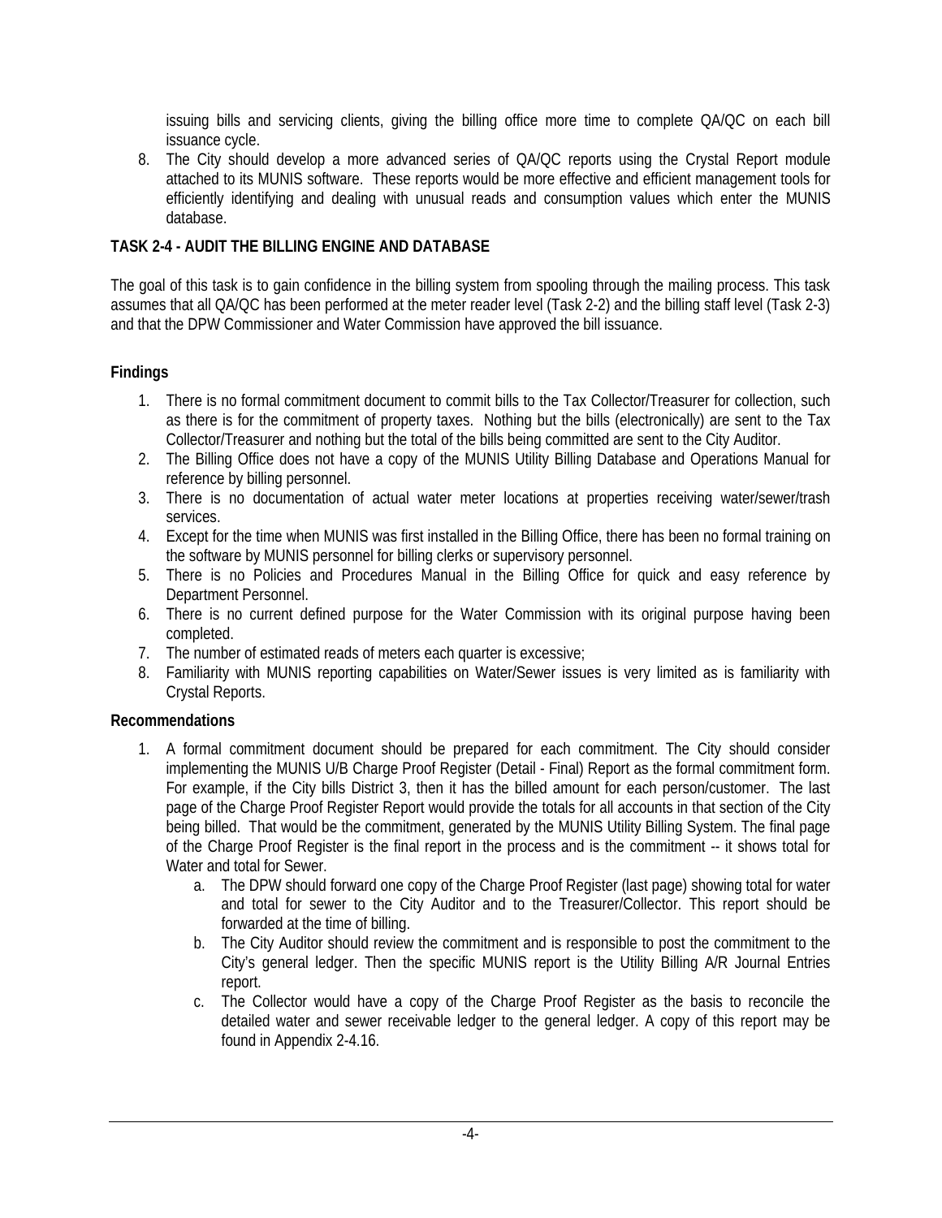issuing bills and servicing clients, giving the billing office more time to complete QA/QC on each bill issuance cycle.

8. The City should develop a more advanced series of QA/QC reports using the Crystal Report module attached to its MUNIS software. These reports would be more effective and efficient management tools for efficiently identifying and dealing with unusual reads and consumption values which enter the MUNIS database.

**TASK 2-4 - AUDIT THE BILLING ENGINE AND DATABASE**

The goal of this task is to gain confidence in the billing system from spooling through the mailing process. This task assumes that all QA/QC has been performed at the meter reader level (Task 2-2) and the billing staff level (Task 2-3) and that the DPW Commissioner and Water Commission have approved the bill issuance.

**Findings**

1. There is no formal commitment document to commit bills to the Tax Collector/Treasurer for collection, such as there is for the commitment of property taxes. Nothing but the bills (electronically) are sent to the Tax Collector/Treasurer and nothing but the total of the bills being committed are sent to the City Auditor.
2. The Billing Office does not have a copy of the MUNIS Utility Billing Database and Operations Manual for reference by billing personnel.
3. There is no documentation of actual water meter locations at properties receiving water/sewer/trash services.
4. Except for the time when MUNIS was first installed in the Billing Office, there has been no formal training on the software by MUNIS personnel for billing clerks or supervisory personnel.
5. There is no Policies and Procedures Manual in the Billing Office for quick and easy reference by Department Personnel.
6. There is no current defined purpose for the Water Commission with its original purpose having been completed.
7. The number of estimated reads of meters each quarter is excessive;
8. Familiarity with MUNIS reporting capabilities on Water/Sewer issues is very limited as is familiarity with Crystal Reports.

**Recommendations**

1. A formal commitment document should be prepared for each commitment. The City should consider implementing the MUNIS U/B Charge Proof Register (Detail - Final) Report as the formal commitment form. For example, if the City bills District 3, then it has the billed amount for each person/customer. The last page of the Charge Proof Register Report would provide the totals for all accounts in that section of the City being billed. That would be the commitment, generated by the MUNIS Utility Billing System. The final page of the Charge Proof Register is the final report in the process and is the commitment -- it shows total for Water and total for Sewer.
   a. The DPW should forward one copy of the Charge Proof Register (last page) showing total for water and total for sewer to the City Auditor and to the Treasurer/Collector. This report should be forwarded at the time of billing.
   b. The City Auditor should review the commitment and is responsible to post the commitment to the City's general ledger. Then the specific MUNIS report is the Utility Billing A/R Journal Entries report.
   c. The Collector would have a copy of the Charge Proof Register as the basis to reconcile the detailed water and sewer receivable ledger to the general ledger. A copy of this report may be found in Appendix 2-4.16.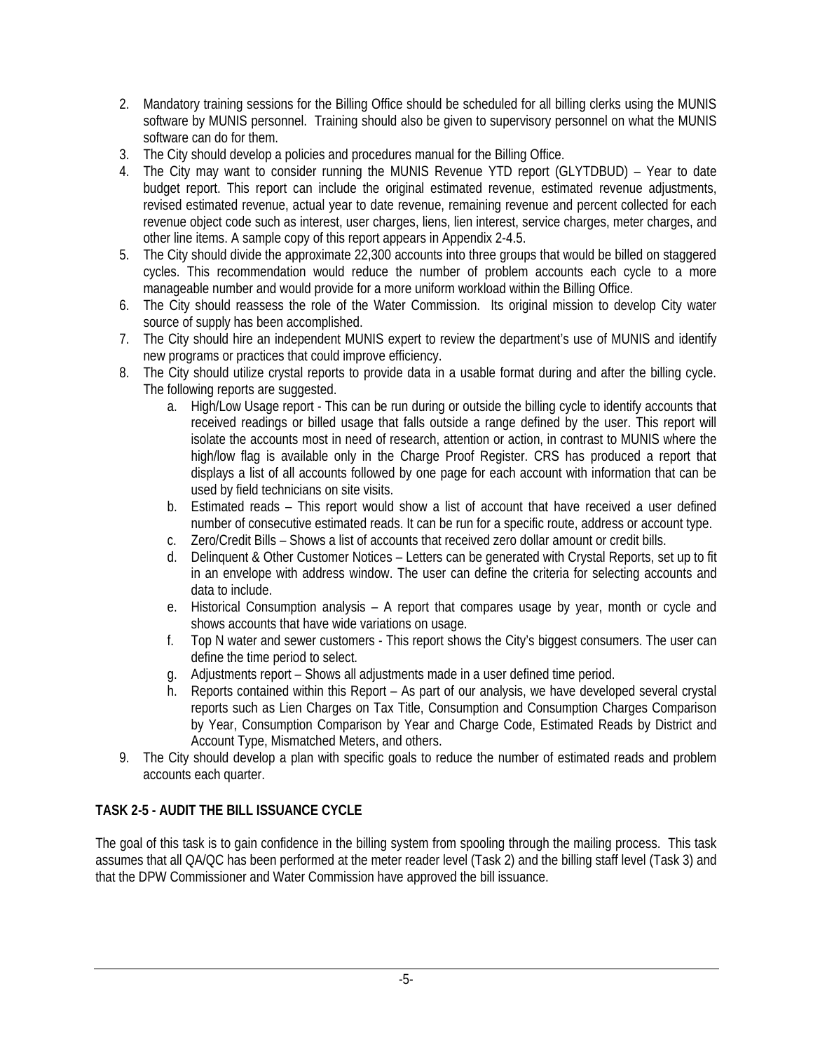2. Mandatory training sessions for the Billing Office should be scheduled for all billing clerks using the MUNIS software by MUNIS personnel. Training should also be given to supervisory personnel on what the MUNIS software can do for them.
3. The City should develop a policies and procedures manual for the Billing Office.
4. The City may want to consider running the MUNIS Revenue YTD report (GLYTDBUD) – Year to date budget report. This report can include the original estimated revenue, estimated revenue adjustments, revised estimated revenue, actual year to date revenue, remaining revenue and percent collected for each revenue object code such as interest, user charges, liens, lien interest, service charges, meter charges, and other line items. A sample copy of this report appears in Appendix 2-4.5.
5. The City should divide the approximate 22,300 accounts into three groups that would be billed on staggered cycles. This recommendation would reduce the number of problem accounts each cycle to a more manageable number and would provide for a more uniform workload within the Billing Office.
6. The City should reassess the role of the Water Commission. Its original mission to develop City water source of supply has been accomplished.
7. The City should hire an independent MUNIS expert to review the department's use of MUNIS and identify new programs or practices that could improve efficiency.
8. The City should utilize crystal reports to provide data in a usable format during and after the billing cycle. The following reports are suggested.
   a. High/Low Usage report - This can be run during or outside the billing cycle to identify accounts that received readings or billed usage that falls outside a range defined by the user. This report will isolate the accounts most in need of research, attention or action, in contrast to MUNIS where the high/low flag is available only in the Charge Proof Register. CRS has produced a report that displays a list of all accounts followed by one page for each account with information that can be used by field technicians on site visits.
   b. Estimated reads – This report would show a list of account that have received a user defined number of consecutive estimated reads. It can be run for a specific route, address or account type.
   c. Zero/Credit Bills – Shows a list of accounts that received zero dollar amount or credit bills.
   d. Delinquent & Other Customer Notices – Letters can be generated with Crystal Reports, set up to fit in an envelope with address window. The user can define the criteria for selecting accounts and data to include.
   e. Historical Consumption analysis – A report that compares usage by year, month or cycle and shows accounts that have wide variations on usage.
   f. Top N water and sewer customers - This report shows the City's biggest consumers. The user can define the time period to select.
   g. Adjustments report – Shows all adjustments made in a user defined time period.
   h. Reports contained within this Report – As part of our analysis, we have developed several crystal reports such as Lien Charges on Tax Title, Consumption and Consumption Charges Comparison by Year, Consumption Comparison by Year and Charge Code, Estimated Reads by District and Account Type, Mismatched Meters, and others.
9. The City should develop a plan with specific goals to reduce the number of estimated reads and problem accounts each quarter.

## TASK 2-5 - AUDIT THE BILL ISSUANCE CYCLE

The goal of this task is to gain confidence in the billing system from spooling through the mailing process. This task assumes that all QA/QC has been performed at the meter reader level (Task 2) and the billing staff level (Task 3) and that the DPW Commissioner and Water Commission have approved the bill issuance.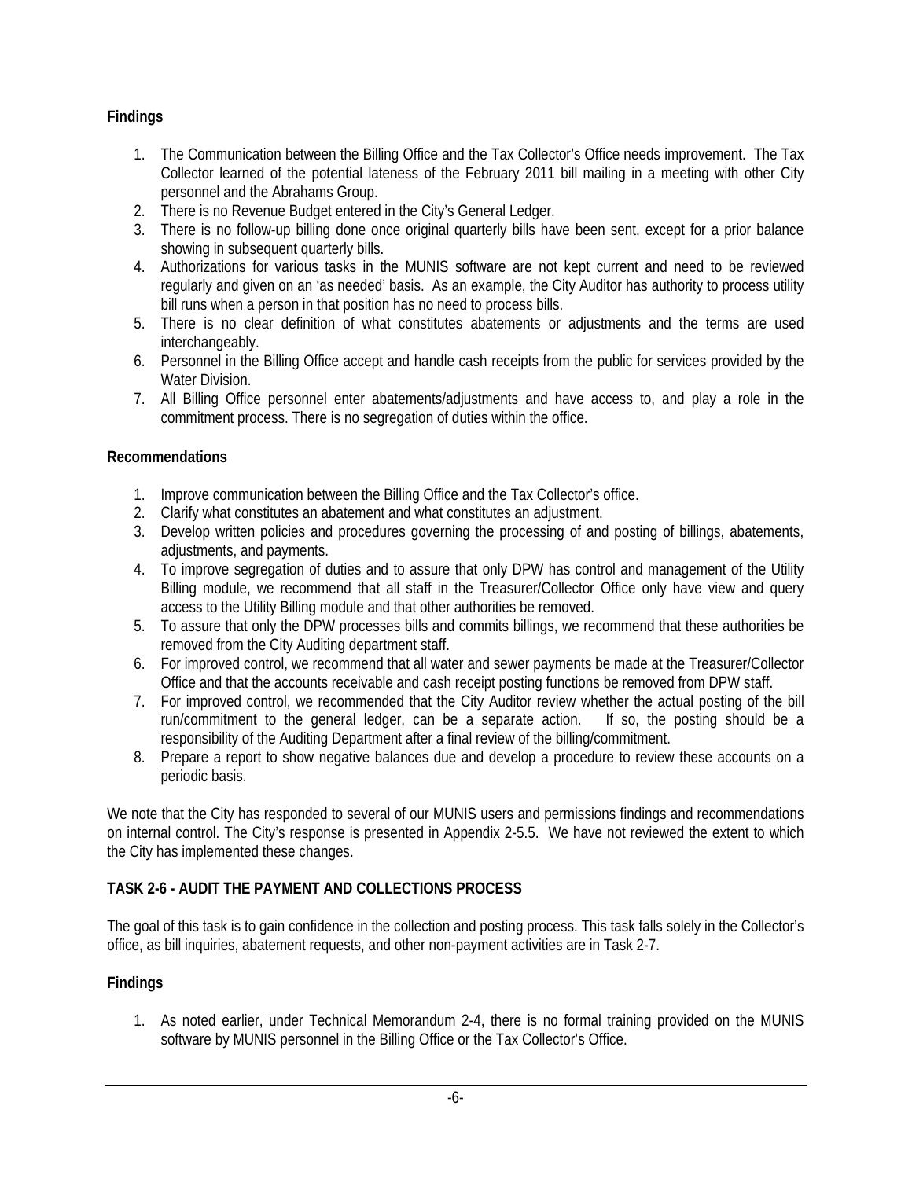**Findings**

1. The Communication between the Billing Office and the Tax Collector's Office needs improvement. The Tax Collector learned of the potential lateness of the February 2011 bill mailing in a meeting with other City personnel and the Abrahams Group.
2. There is no Revenue Budget entered in the City's General Ledger.
3. There is no follow-up billing done once original quarterly bills have been sent, except for a prior balance showing in subsequent quarterly bills.
4. Authorizations for various tasks in the MUNIS software are not kept current and need to be reviewed regularly and given on an 'as needed' basis. As an example, the City Auditor has authority to process utility bill runs when a person in that position has no need to process bills.
5. There is no clear definition of what constitutes abatements or adjustments and the terms are used interchangeably.
6. Personnel in the Billing Office accept and handle cash receipts from the public for services provided by the Water Division.
7. All Billing Office personnel enter abatements/adjustments and have access to, and play a role in the commitment process. There is no segregation of duties within the office.

**Recommendations**

1. Improve communication between the Billing Office and the Tax Collector's office.
2. Clarify what constitutes an abatement and what constitutes an adjustment.
3. Develop written policies and procedures governing the processing of and posting of billings, abatements, adjustments, and payments.
4. To improve segregation of duties and to assure that only DPW has control and management of the Utility Billing module, we recommend that all staff in the Treasurer/Collector Office only have view and query access to the Utility Billing module and that other authorities be removed.
5. To assure that only the DPW processes bills and commits billings, we recommend that these authorities be removed from the City Auditing department staff.
6. For improved control, we recommend that all water and sewer payments be made at the Treasurer/Collector Office and that the accounts receivable and cash receipt posting functions be removed from DPW staff.
7. For improved control, we recommended that the City Auditor review whether the actual posting of the bill run/commitment to the general ledger, can be a separate action. If so, the posting should be a responsibility of the Auditing Department after a final review of the billing/commitment.
8. Prepare a report to show negative balances due and develop a procedure to review these accounts on a periodic basis.

We note that the City has responded to several of our MUNIS users and permissions findings and recommendations on internal control. The City's response is presented in Appendix 2-5.5. We have not reviewed the extent to which the City has implemented these changes.

**TASK 2-6 - AUDIT THE PAYMENT AND COLLECTIONS PROCESS**

The goal of this task is to gain confidence in the collection and posting process. This task falls solely in the Collector's office, as bill inquiries, abatement requests, and other non-payment activities are in Task 2-7.

**Findings**

1. As noted earlier, under Technical Memorandum 2-4, there is no formal training provided on the MUNIS software by MUNIS personnel in the Billing Office or the Tax Collector's Office.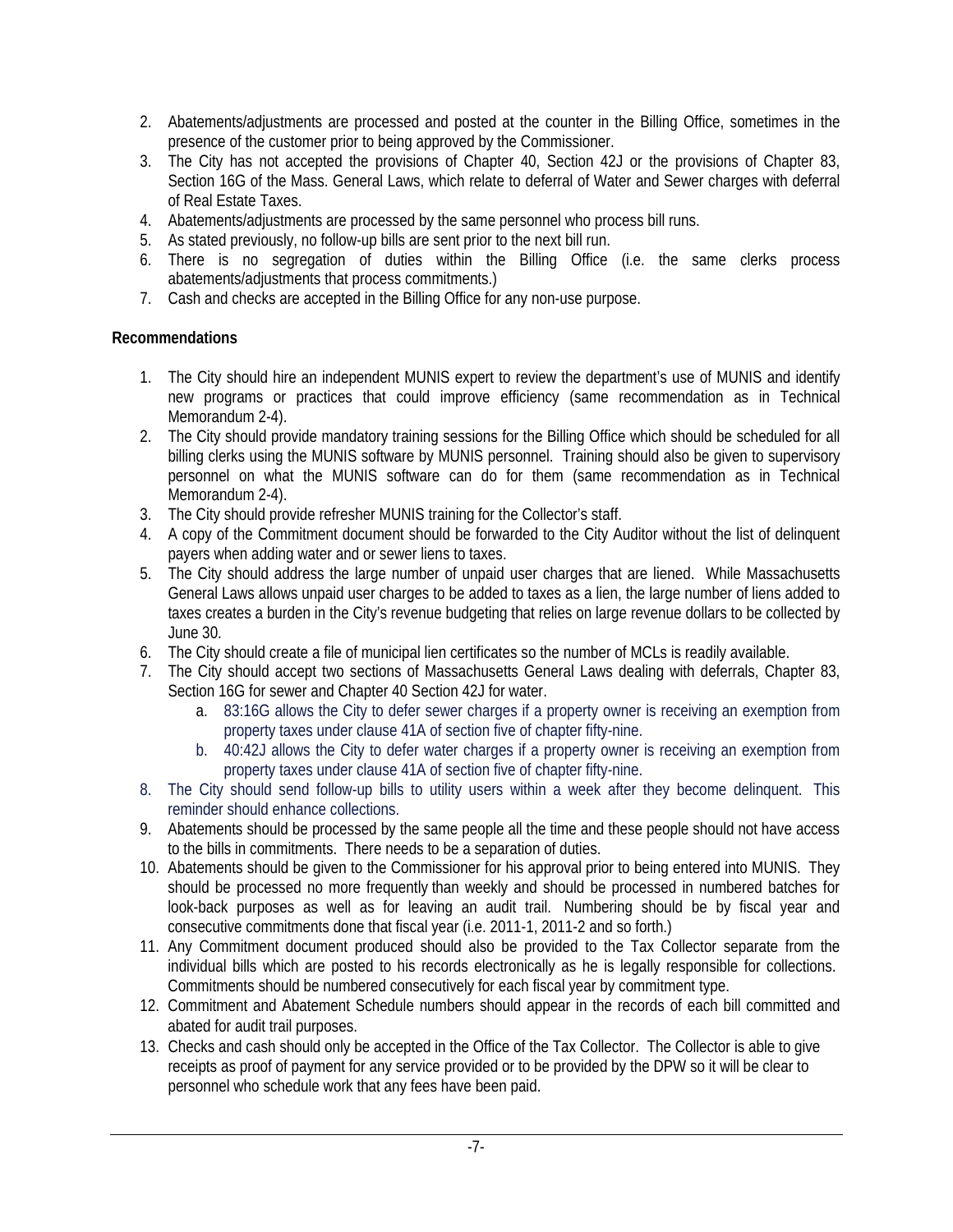2. Abatements/adjustments are processed and posted at the counter in the Billing Office, sometimes in the presence of the customer prior to being approved by the Commissioner.
3. The City has not accepted the provisions of Chapter 40, Section 42J or the provisions of Chapter 83, Section 16G of the Mass. General Laws, which relate to deferral of Water and Sewer charges with deferral of Real Estate Taxes.
4. Abatements/adjustments are processed by the same personnel who process bill runs.
5. As stated previously, no follow-up bills are sent prior to the next bill run.
6. There is no segregation of duties within the Billing Office (i.e. the same clerks process abatements/adjustments that process commitments.)
7. Cash and checks are accepted in the Billing Office for any non-use purpose.

**Recommendations**

1. The City should hire an independent MUNIS expert to review the department's use of MUNIS and identify new programs or practices that could improve efficiency (same recommendation as in Technical Memorandum 2-4).
2. The City should provide mandatory training sessions for the Billing Office which should be scheduled for all billing clerks using the MUNIS software by MUNIS personnel. Training should also be given to supervisory personnel on what the MUNIS software can do for them (same recommendation as in Technical Memorandum 2-4).
3. The City should provide refresher MUNIS training for the Collector's staff.
4. A copy of the Commitment document should be forwarded to the City Auditor without the list of delinquent payers when adding water and or sewer liens to taxes.
5. The City should address the large number of unpaid user charges that are liened. While Massachusetts General Laws allows unpaid user charges to be added to taxes as a lien, the large number of liens added to taxes creates a burden in the City's revenue budgeting that relies on large revenue dollars to be collected by June 30.
6. The City should create a file of municipal lien certificates so the number of MCLs is readily available.
7. The City should accept two sections of Massachusetts General Laws dealing with deferrals, Chapter 83, Section 16G for sewer and Chapter 40 Section 42J for water.
   a. 83:16G allows the City to defer sewer charges if a property owner is receiving an exemption from property taxes under clause 41A of section five of chapter fifty-nine.
   b. 40:42J allows the City to defer water charges if a property owner is receiving an exemption from property taxes under clause 41A of section five of chapter fifty-nine.
8. The City should send follow-up bills to utility users within a week after they become delinquent. This reminder should enhance collections.
9. Abatements should be processed by the same people all the time and these people should not have access to the bills in commitments. There needs to be a separation of duties.
10. Abatements should be given to the Commissioner for his approval prior to being entered into MUNIS. They should be processed no more frequently than weekly and should be processed in numbered batches for look-back purposes as well as for leaving an audit trail. Numbering should be by fiscal year and consecutive commitments done that fiscal year (i.e. 2011-1, 2011-2 and so forth.)
11. Any Commitment document produced should also be provided to the Tax Collector separate from the individual bills which are posted to his records electronically as he is legally responsible for collections. Commitments should be numbered consecutively for each fiscal year by commitment type.
12. Commitment and Abatement Schedule numbers should appear in the records of each bill committed and abated for audit trail purposes.
13. Checks and cash should only be accepted in the Office of the Tax Collector. The Collector is able to give receipts as proof of payment for any service provided or to be provided by the DPW so it will be clear to personnel who schedule work that any fees have been paid.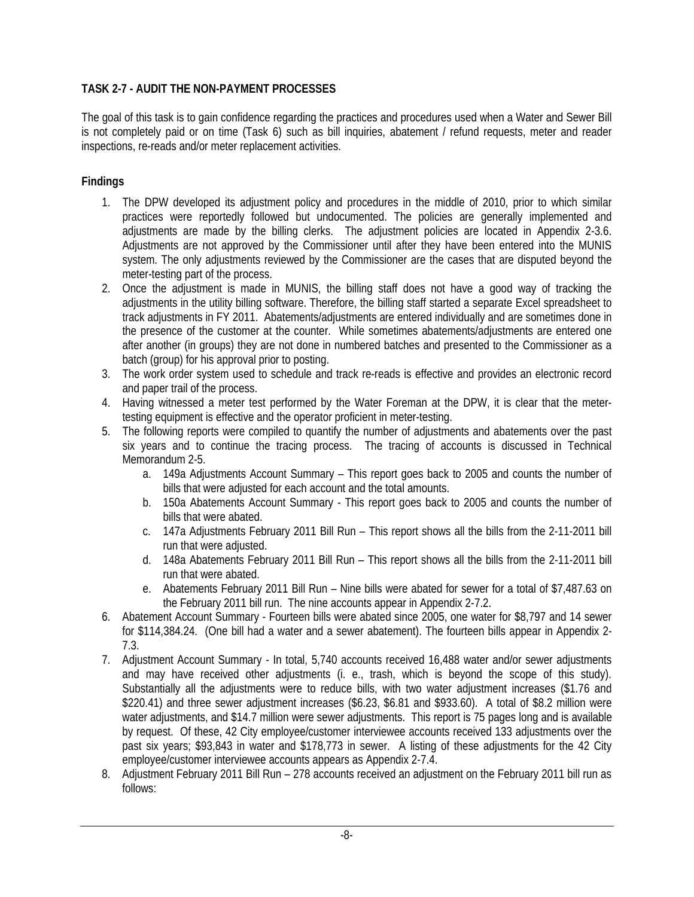**TASK 2-7 - AUDIT THE NON-PAYMENT PROCESSES**

The goal of this task is to gain confidence regarding the practices and procedures used when a Water and Sewer Bill is not completely paid or on time (Task 6) such as bill inquiries, abatement / refund requests, meter and reader inspections, re-reads and/or meter replacement activities.

**Findings**

1. The DPW developed its adjustment policy and procedures in the middle of 2010, prior to which similar practices were reportedly followed but undocumented. The policies are generally implemented and adjustments are made by the billing clerks. The adjustment policies are located in Appendix 2-3.6. Adjustments are not approved by the Commissioner until after they have been entered into the MUNIS system. The only adjustments reviewed by the Commissioner are the cases that are disputed beyond the meter-testing part of the process.
2. Once the adjustment is made in MUNIS, the billing staff does not have a good way of tracking the adjustments in the utility billing software. Therefore, the billing staff started a separate Excel spreadsheet to track adjustments in FY 2011. Abatements/adjustments are entered individually and are sometimes done in the presence of the customer at the counter. While sometimes abatements/adjustments are entered one after another (in groups) they are not done in numbered batches and presented to the Commissioner as a batch (group) for his approval prior to posting.
3. The work order system used to schedule and track re-reads is effective and provides an electronic record and paper trail of the process.
4. Having witnessed a meter test performed by the Water Foreman at the DPW, it is clear that the meter-testing equipment is effective and the operator proficient in meter-testing.
5. The following reports were compiled to quantify the number of adjustments and abatements over the past six years and to continue the tracing process. The tracing of accounts is discussed in Technical Memorandum 2-5.
   a. 149a Adjustments Account Summary – This report goes back to 2005 and counts the number of bills that were adjusted for each account and the total amounts.
   b. 150a Abatements Account Summary - This report goes back to 2005 and counts the number of bills that were abated.
   c. 147a Adjustments February 2011 Bill Run – This report shows all the bills from the 2-11-2011 bill run that were adjusted.
   d. 148a Abatements February 2011 Bill Run – This report shows all the bills from the 2-11-2011 bill run that were abated.
   e. Abatements February 2011 Bill Run – Nine bills were abated for sewer for a total of $7,487.63 on the February 2011 bill run. The nine accounts appear in Appendix 2-7.2.
6. Abatement Account Summary - Fourteen bills were abated since 2005, one water for $8,797 and 14 sewer for $114,384.24. (One bill had a water and a sewer abatement). The fourteen bills appear in Appendix 2-7.3.
7. Adjustment Account Summary - In total, 5,740 accounts received 16,488 water and/or sewer adjustments and may have received other adjustments (i. e., trash, which is beyond the scope of this study). Substantially all the adjustments were to reduce bills, with two water adjustment increases ($1.76 and $220.41) and three sewer adjustment increases ($6.23, $6.81 and $933.60). A total of $8.2 million were water adjustments, and $14.7 million were sewer adjustments. This report is 75 pages long and is available by request. Of these, 42 City employee/customer interviewee accounts received 133 adjustments over the past six years; $93,843 in water and $178,773 in sewer. A listing of these adjustments for the 42 City employee/customer interviewee accounts appears as Appendix 2-7.4.
8. Adjustment February 2011 Bill Run – 278 accounts received an adjustment on the February 2011 bill run as follows: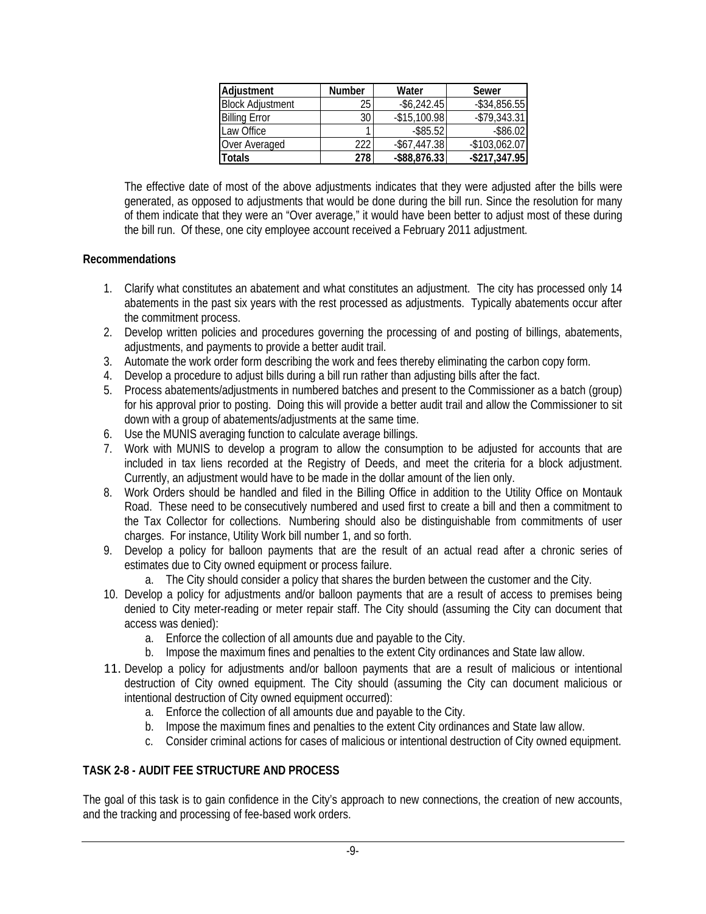| Adjustment | Number | Water | Sewer |
|---|---|---|---|
| Block Adjustment | 25 | -$6,242.45 | -$34,856.55 |
| Billing Error | 30 | -$15,100.98 | -$79,343.31 |
| Law Office | 1 | -$85.52 | -$86.02 |
| Over Averaged | 222 | -$67,447.38 | -$103,062.07 |
| **Totals** | **278** | **-$88,876.33** | **-$217,347.95** |

The effective date of most of the above adjustments indicates that they were adjusted after the bills were generated, as opposed to adjustments that would be done during the bill run. Since the resolution for many of them indicate that they were an "Over average," it would have been better to adjust most of these during the bill run. Of these, one city employee account received a February 2011 adjustment.

**Recommendations**

1. Clarify what constitutes an abatement and what constitutes an adjustment. The city has processed only 14 abatements in the past six years with the rest processed as adjustments. Typically abatements occur after the commitment process.
2. Develop written policies and procedures governing the processing of and posting of billings, abatements, adjustments, and payments to provide a better audit trail.
3. Automate the work order form describing the work and fees thereby eliminating the carbon copy form.
4. Develop a procedure to adjust bills during a bill run rather than adjusting bills after the fact.
5. Process abatements/adjustments in numbered batches and present to the Commissioner as a batch (group) for his approval prior to posting. Doing this will provide a better audit trail and allow the Commissioner to sit down with a group of abatements/adjustments at the same time.
6. Use the MUNIS averaging function to calculate average billings.
7. Work with MUNIS to develop a program to allow the consumption to be adjusted for accounts that are included in tax liens recorded at the Registry of Deeds, and meet the criteria for a block adjustment. Currently, an adjustment would have to be made in the dollar amount of the lien only.
8. Work Orders should be handled and filed in the Billing Office in addition to the Utility Office on Montauk Road. These need to be consecutively numbered and used first to create a bill and then a commitment to the Tax Collector for collections. Numbering should also be distinguishable from commitments of user charges. For instance, Utility Work bill number 1, and so forth.
9. Develop a policy for balloon payments that are the result of an actual read after a chronic series of estimates due to City owned equipment or process failure.
   a. The City should consider a policy that shares the burden between the customer and the City.
10. Develop a policy for adjustments and/or balloon payments that are a result of access to premises being denied to City meter-reading or meter repair staff. The City should (assuming the City can document that access was denied):
    a. Enforce the collection of all amounts due and payable to the City.
    b. Impose the maximum fines and penalties to the extent City ordinances and State law allow.
11. Develop a policy for adjustments and/or balloon payments that are a result of malicious or intentional destruction of City owned equipment. The City should (assuming the City can document malicious or intentional destruction of City owned equipment occurred):
    a. Enforce the collection of all amounts due and payable to the City.
    b. Impose the maximum fines and penalties to the extent City ordinances and State law allow.
    c. Consider criminal actions for cases of malicious or intentional destruction of City owned equipment.

## TASK 2-8 - AUDIT FEE STRUCTURE AND PROCESS

The goal of this task is to gain confidence in the City's approach to new connections, the creation of new accounts, and the tracking and processing of fee-based work orders.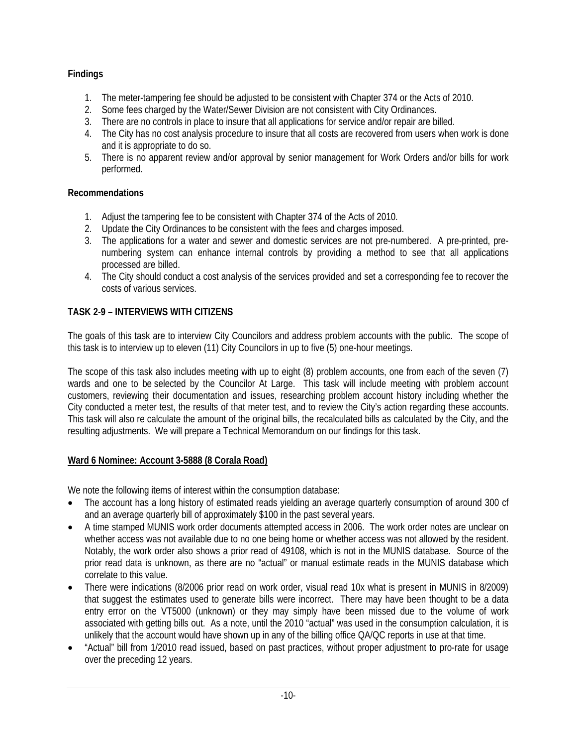**Findings**

1. The meter-tampering fee should be adjusted to be consistent with Chapter 374 or the Acts of 2010.
2. Some fees charged by the Water/Sewer Division are not consistent with City Ordinances.
3. There are no controls in place to insure that all applications for service and/or repair are billed.
4. The City has no cost analysis procedure to insure that all costs are recovered from users when work is done and it is appropriate to do so.
5. There is no apparent review and/or approval by senior management for Work Orders and/or bills for work performed.

**Recommendations**

1. Adjust the tampering fee to be consistent with Chapter 374 of the Acts of 2010.
2. Update the City Ordinances to be consistent with the fees and charges imposed.
3. The applications for a water and sewer and domestic services are not pre-numbered. A pre-printed, pre-numbering system can enhance internal controls by providing a method to see that all applications processed are billed.
4. The City should conduct a cost analysis of the services provided and set a corresponding fee to recover the costs of various services.

**TASK 2-9 – INTERVIEWS WITH CITIZENS**

The goals of this task are to interview City Councilors and address problem accounts with the public. The scope of this task is to interview up to eleven (11) City Councilors in up to five (5) one-hour meetings.

The scope of this task also includes meeting with up to eight (8) problem accounts, one from each of the seven (7) wards and one to be selected by the Councilor At Large. This task will include meeting with problem account customers, reviewing their documentation and issues, researching problem account history including whether the City conducted a meter test, the results of that meter test, and to review the City's action regarding these accounts. This task will also re calculate the amount of the original bills, the recalculated bills as calculated by the City, and the resulting adjustments. We will prepare a Technical Memorandum on our findings for this task.

**Ward 6 Nominee: Account 3-5888 (8 Corala Road)**

We note the following items of interest within the consumption database:

- The account has a long history of estimated reads yielding an average quarterly consumption of around 300 cf and an average quarterly bill of approximately $100 in the past several years.
- A time stamped MUNIS work order documents attempted access in 2006. The work order notes are unclear on whether access was not available due to no one being home or whether access was not allowed by the resident. Notably, the work order also shows a prior read of 49108, which is not in the MUNIS database. Source of the prior read data is unknown, as there are no "actual" or manual estimate reads in the MUNIS database which correlate to this value.
- There were indications (8/2006 prior read on work order, visual read 10x what is present in MUNIS in 8/2009) that suggest the estimates used to generate bills were incorrect. There may have been thought to be a data entry error on the VT5000 (unknown) or they may simply have been missed due to the volume of work associated with getting bills out. As a note, until the 2010 "actual" was used in the consumption calculation, it is unlikely that the account would have shown up in any of the billing office QA/QC reports in use at that time.
- "Actual" bill from 1/2010 read issued, based on past practices, without proper adjustment to pro-rate for usage over the preceding 12 years.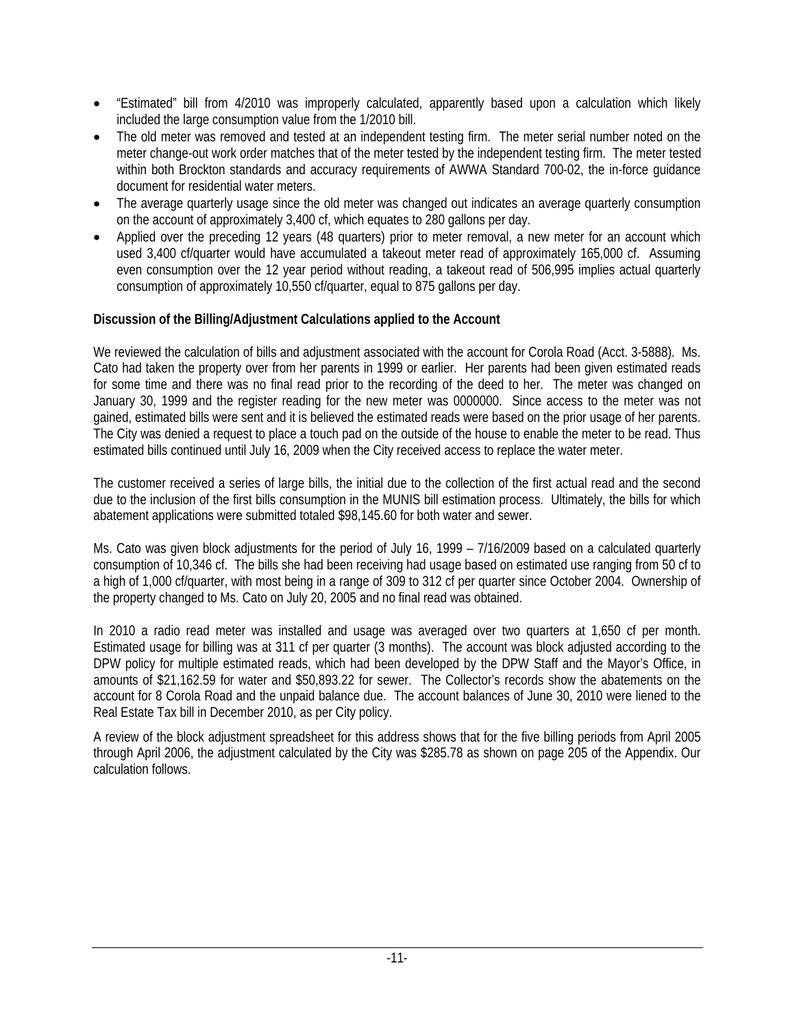- "Estimated" bill from 4/2010 was improperly calculated, apparently based upon a calculation which likely included the large consumption value from the 1/2010 bill.
- The old meter was removed and tested at an independent testing firm. The meter serial number noted on the meter change-out work order matches that of the meter tested by the independent testing firm. The meter tested within both Brockton standards and accuracy requirements of AWWA Standard 700-02, the in-force guidance document for residential water meters.
- The average quarterly usage since the old meter was changed out indicates an average quarterly consumption on the account of approximately 3,400 cf, which equates to 280 gallons per day.
- Applied over the preceding 12 years (48 quarters) prior to meter removal, a new meter for an account which used 3,400 cf/quarter would have accumulated a takeout meter read of approximately 165,000 cf. Assuming even consumption over the 12 year period without reading, a takeout read of 506,995 implies actual quarterly consumption of approximately 10,550 cf/quarter, equal to 875 gallons per day.

**Discussion of the Billing/Adjustment Calculations applied to the Account**

We reviewed the calculation of bills and adjustment associated with the account for Corola Road (Acct. 3-5888). Ms. Cato had taken the property over from her parents in 1999 or earlier. Her parents had been given estimated reads for some time and there was no final read prior to the recording of the deed to her. The meter was changed on January 30, 1999 and the register reading for the new meter was 0000000. Since access to the meter was not gained, estimated bills were sent and it is believed the estimated reads were based on the prior usage of her parents. The City was denied a request to place a touch pad on the outside of the house to enable the meter to be read. Thus estimated bills continued until July 16, 2009 when the City received access to replace the water meter.

The customer received a series of large bills, the initial due to the collection of the first actual read and the second due to the inclusion of the first bills consumption in the MUNIS bill estimation process. Ultimately, the bills for which abatement applications were submitted totaled $98,145.60 for both water and sewer.

Ms. Cato was given block adjustments for the period of July 16, 1999 – 7/16/2009 based on a calculated quarterly consumption of 10,346 cf. The bills she had been receiving had usage based on estimated use ranging from 50 cf to a high of 1,000 cf/quarter, with most being in a range of 309 to 312 cf per quarter since October 2004. Ownership of the property changed to Ms. Cato on July 20, 2005 and no final read was obtained.

In 2010 a radio read meter was installed and usage was averaged over two quarters at 1,650 cf per month. Estimated usage for billing was at 311 cf per quarter (3 months). The account was block adjusted according to the DPW policy for multiple estimated reads, which had been developed by the DPW Staff and the Mayor's Office, in amounts of $21,162.59 for water and $50,893.22 for sewer. The Collector's records show the abatements on the account for 8 Corola Road and the unpaid balance due. The account balances of June 30, 2010 were liened to the Real Estate Tax bill in December 2010, as per City policy.

A review of the block adjustment spreadsheet for this address shows that for the five billing periods from April 2005 through April 2006, the adjustment calculated by the City was $285.78 as shown on page 205 of the Appendix. Our calculation follows.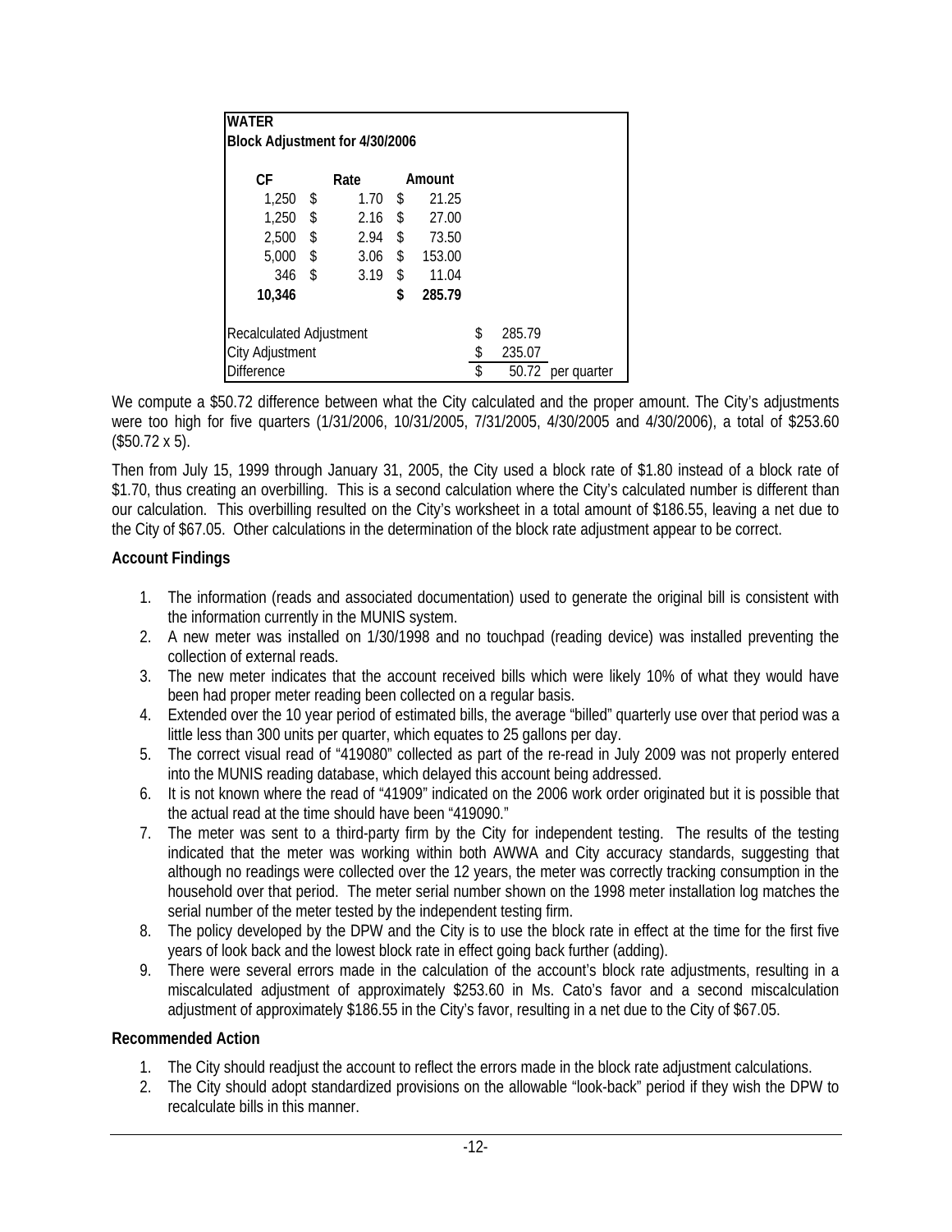| WATER | | | | |
|---|---|---|---|---|
| Block Adjustment for 4/30/2006 | | | | |
| CF | Rate | Amount | | |
| 1,250 | $ 1.70 | $ 21.25 | | |
| 1,250 | $ 2.16 | $ 27.00 | | |
| 2,500 | $ 2.94 | $ 73.50 | | |
| 5,000 | $ 3.06 | $ 153.00 | | |
| 346 | $ 3.19 | $ 11.04 | | |
| **10,346** | | **$ 285.79** | | |
| Recalculated Adjustment | | | $ 285.79 | |
| City Adjustment | | | $ 235.07 | |
| Difference | | | $ 50.72 | per quarter |

We compute a $50.72 difference between what the City calculated and the proper amount. The City's adjustments were too high for five quarters (1/31/2006, 10/31/2005, 7/31/2005, 4/30/2005 and 4/30/2006), a total of $253.60 ($50.72 x 5).

Then from July 15, 1999 through January 31, 2005, the City used a block rate of $1.80 instead of a block rate of $1.70, thus creating an overbilling. This is a second calculation where the City's calculated number is different than our calculation. This overbilling resulted on the City's worksheet in a total amount of $186.55, leaving a net due to the City of $67.05. Other calculations in the determination of the block rate adjustment appear to be correct.

**Account Findings**

1. The information (reads and associated documentation) used to generate the original bill is consistent with the information currently in the MUNIS system.
2. A new meter was installed on 1/30/1998 and no touchpad (reading device) was installed preventing the collection of external reads.
3. The new meter indicates that the account received bills which were likely 10% of what they would have been had proper meter reading been collected on a regular basis.
4. Extended over the 10 year period of estimated bills, the average "billed" quarterly use over that period was a little less than 300 units per quarter, which equates to 25 gallons per day.
5. The correct visual read of "419080" collected as part of the re-read in July 2009 was not properly entered into the MUNIS reading database, which delayed this account being addressed.
6. It is not known where the read of "41909" indicated on the 2006 work order originated but it is possible that the actual read at the time should have been "419090."
7. The meter was sent to a third-party firm by the City for independent testing. The results of the testing indicated that the meter was working within both AWWA and City accuracy standards, suggesting that although no readings were collected over the 12 years, the meter was correctly tracking consumption in the household over that period. The meter serial number shown on the 1998 meter installation log matches the serial number of the meter tested by the independent testing firm.
8. The policy developed by the DPW and the City is to use the block rate in effect at the time for the first five years of look back and the lowest block rate in effect going back further (adding).
9. There were several errors made in the calculation of the account's block rate adjustments, resulting in a miscalculated adjustment of approximately $253.60 in Ms. Cato's favor and a second miscalculation adjustment of approximately $186.55 in the City's favor, resulting in a net due to the City of $67.05.

**Recommended Action**

1. The City should readjust the account to reflect the errors made in the block rate adjustment calculations.
2. The City should adopt standardized provisions on the allowable "look-back" period if they wish the DPW to recalculate bills in this manner.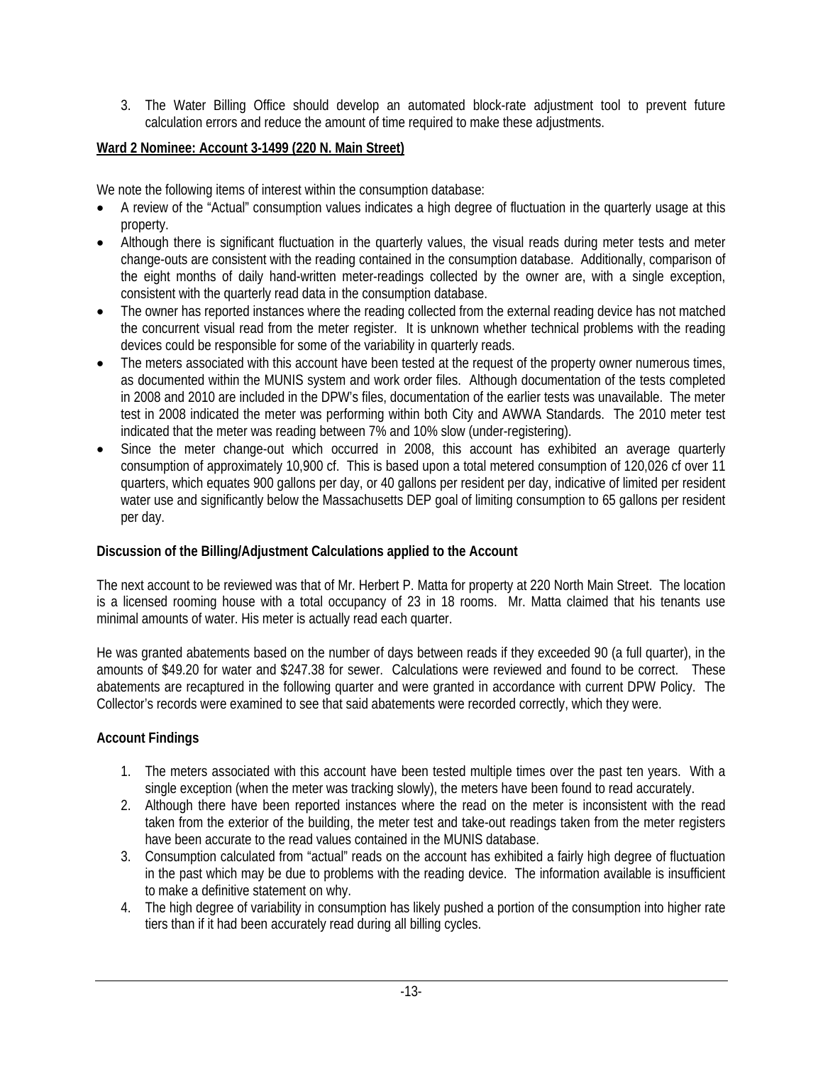3. The Water Billing Office should develop an automated block-rate adjustment tool to prevent future calculation errors and reduce the amount of time required to make these adjustments.

**Ward 2 Nominee: Account 3-1499 (220 N. Main Street)**

We note the following items of interest within the consumption database:

- A review of the "Actual" consumption values indicates a high degree of fluctuation in the quarterly usage at this property.
- Although there is significant fluctuation in the quarterly values, the visual reads during meter tests and meter change-outs are consistent with the reading contained in the consumption database. Additionally, comparison of the eight months of daily hand-written meter-readings collected by the owner are, with a single exception, consistent with the quarterly read data in the consumption database.
- The owner has reported instances where the reading collected from the external reading device has not matched the concurrent visual read from the meter register. It is unknown whether technical problems with the reading devices could be responsible for some of the variability in quarterly reads.
- The meters associated with this account have been tested at the request of the property owner numerous times, as documented within the MUNIS system and work order files. Although documentation of the tests completed in 2008 and 2010 are included in the DPW's files, documentation of the earlier tests was unavailable. The meter test in 2008 indicated the meter was performing within both City and AWWA Standards. The 2010 meter test indicated that the meter was reading between 7% and 10% slow (under-registering).
- Since the meter change-out which occurred in 2008, this account has exhibited an average quarterly consumption of approximately 10,900 cf. This is based upon a total metered consumption of 120,026 cf over 11 quarters, which equates 900 gallons per day, or 40 gallons per resident per day, indicative of limited per resident water use and significantly below the Massachusetts DEP goal of limiting consumption to 65 gallons per resident per day.

**Discussion of the Billing/Adjustment Calculations applied to the Account**

The next account to be reviewed was that of Mr. Herbert P. Matta for property at 220 North Main Street. The location is a licensed rooming house with a total occupancy of 23 in 18 rooms. Mr. Matta claimed that his tenants use minimal amounts of water. His meter is actually read each quarter.

He was granted abatements based on the number of days between reads if they exceeded 90 (a full quarter), in the amounts of $49.20 for water and $247.38 for sewer. Calculations were reviewed and found to be correct. These abatements are recaptured in the following quarter and were granted in accordance with current DPW Policy. The Collector's records were examined to see that said abatements were recorded correctly, which they were.

**Account Findings**

1. The meters associated with this account have been tested multiple times over the past ten years. With a single exception (when the meter was tracking slowly), the meters have been found to read accurately.
2. Although there have been reported instances where the read on the meter is inconsistent with the read taken from the exterior of the building, the meter test and take-out readings taken from the meter registers have been accurate to the read values contained in the MUNIS database.
3. Consumption calculated from "actual" reads on the account has exhibited a fairly high degree of fluctuation in the past which may be due to problems with the reading device. The information available is insufficient to make a definitive statement on why.
4. The high degree of variability in consumption has likely pushed a portion of the consumption into higher rate tiers than if it had been accurately read during all billing cycles.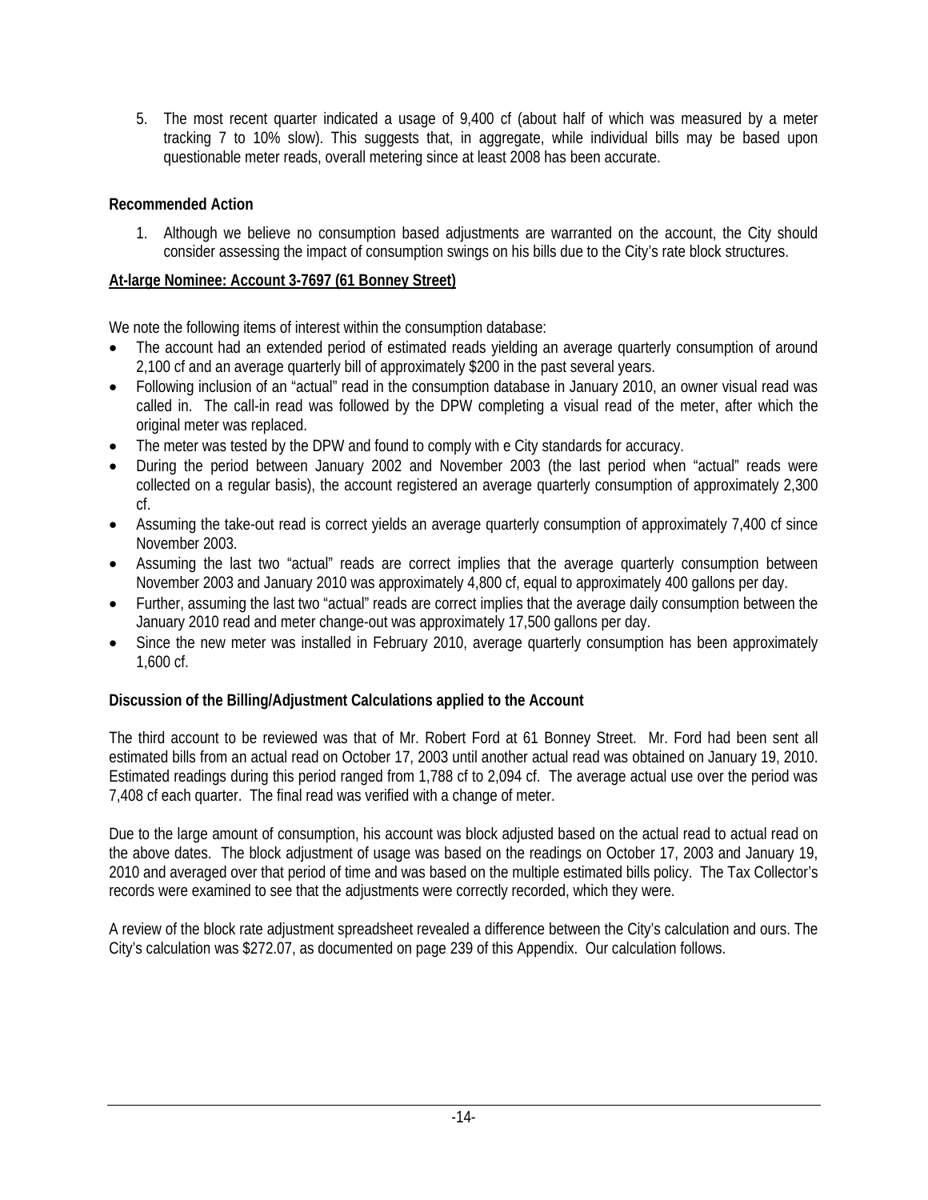5. The most recent quarter indicated a usage of 9,400 cf (about half of which was measured by a meter tracking 7 to 10% slow). This suggests that, in aggregate, while individual bills may be based upon questionable meter reads, overall metering since at least 2008 has been accurate.

**Recommended Action**

1. Although we believe no consumption based adjustments are warranted on the account, the City should consider assessing the impact of consumption swings on his bills due to the City's rate block structures.

**At-large Nominee: Account 3-7697 (61 Bonney Street)**

We note the following items of interest within the consumption database:

- The account had an extended period of estimated reads yielding an average quarterly consumption of around 2,100 cf and an average quarterly bill of approximately $200 in the past several years.
- Following inclusion of an "actual" read in the consumption database in January 2010, an owner visual read was called in. The call-in read was followed by the DPW completing a visual read of the meter, after which the original meter was replaced.
- The meter was tested by the DPW and found to comply with e City standards for accuracy.
- During the period between January 2002 and November 2003 (the last period when "actual" reads were collected on a regular basis), the account registered an average quarterly consumption of approximately 2,300 cf.
- Assuming the take-out read is correct yields an average quarterly consumption of approximately 7,400 cf since November 2003.
- Assuming the last two "actual" reads are correct implies that the average quarterly consumption between November 2003 and January 2010 was approximately 4,800 cf, equal to approximately 400 gallons per day.
- Further, assuming the last two "actual" reads are correct implies that the average daily consumption between the January 2010 read and meter change-out was approximately 17,500 gallons per day.
- Since the new meter was installed in February 2010, average quarterly consumption has been approximately 1,600 cf.

**Discussion of the Billing/Adjustment Calculations applied to the Account**

The third account to be reviewed was that of Mr. Robert Ford at 61 Bonney Street. Mr. Ford had been sent all estimated bills from an actual read on October 17, 2003 until another actual read was obtained on January 19, 2010. Estimated readings during this period ranged from 1,788 cf to 2,094 cf. The average actual use over the period was 7,408 cf each quarter. The final read was verified with a change of meter.

Due to the large amount of consumption, his account was block adjusted based on the actual read to actual read on the above dates. The block adjustment of usage was based on the readings on October 17, 2003 and January 19, 2010 and averaged over that period of time and was based on the multiple estimated bills policy. The Tax Collector's records were examined to see that the adjustments were correctly recorded, which they were.

A review of the block rate adjustment spreadsheet revealed a difference between the City's calculation and ours. The City's calculation was $272.07, as documented on page 239 of this Appendix. Our calculation follows.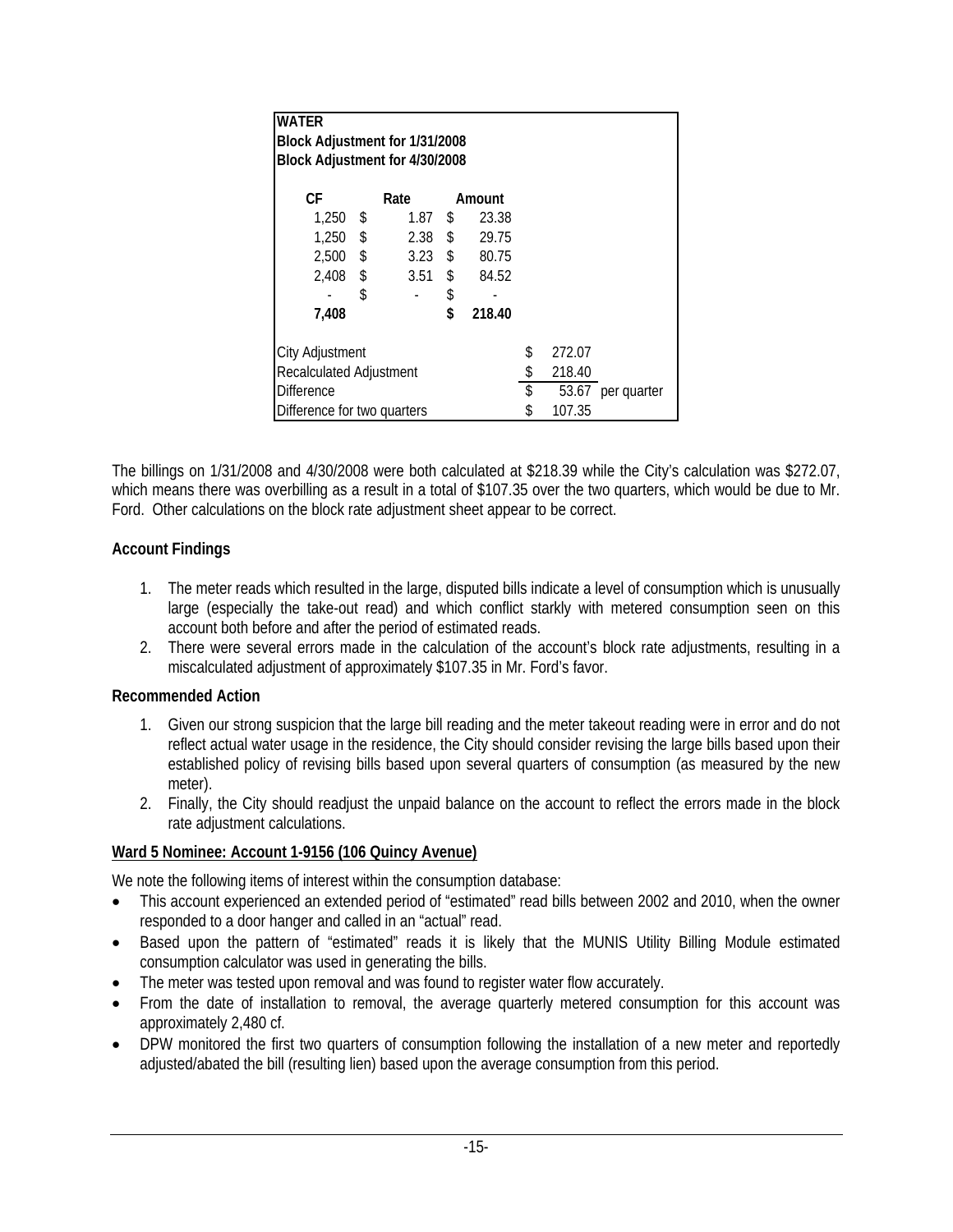| WATER | | | | |
|---|---|---|---|---|
| Block Adjustment for 1/31/2008 | | | | |
| Block Adjustment for 4/30/2008 | | | | |
| **CF** | **Rate** | **Amount** | | |
| 1,250 | $ 1.87 | $ 23.38 | | |
| 1,250 | $ 2.38 | $ 29.75 | | |
| 2,500 | $ 3.23 | $ 80.75 | | |
| 2,408 | $ 3.51 | $ 84.52 | | |
| - | $ - | $ - | | |
| **7,408** | | **$ 218.40** | | |
| City Adjustment | | | $ 272.07 | |
| Recalculated Adjustment | | | $ 218.40 | |
| Difference | | | $ 53.67 | per quarter |
| Difference for two quarters | | | $ 107.35 | |

The billings on 1/31/2008 and 4/30/2008 were both calculated at $218.39 while the City's calculation was $272.07, which means there was overbilling as a result in a total of $107.35 over the two quarters, which would be due to Mr. Ford. Other calculations on the block rate adjustment sheet appear to be correct.

### Account Findings

1. The meter reads which resulted in the large, disputed bills indicate a level of consumption which is unusually large (especially the take-out read) and which conflict starkly with metered consumption seen on this account both before and after the period of estimated reads.
2. There were several errors made in the calculation of the account's block rate adjustments, resulting in a miscalculated adjustment of approximately $107.35 in Mr. Ford's favor.

### Recommended Action

1. Given our strong suspicion that the large bill reading and the meter takeout reading were in error and do not reflect actual water usage in the residence, the City should consider revising the large bills based upon their established policy of revising bills based upon several quarters of consumption (as measured by the new meter).
2. Finally, the City should readjust the unpaid balance on the account to reflect the errors made in the block rate adjustment calculations.

### Ward 5 Nominee: Account 1-9156 (106 Quincy Avenue)

We note the following items of interest within the consumption database:

- This account experienced an extended period of "estimated" read bills between 2002 and 2010, when the owner responded to a door hanger and called in an "actual" read.
- Based upon the pattern of "estimated" reads it is likely that the MUNIS Utility Billing Module estimated consumption calculator was used in generating the bills.
- The meter was tested upon removal and was found to register water flow accurately.
- From the date of installation to removal, the average quarterly metered consumption for this account was approximately 2,480 cf.
- DPW monitored the first two quarters of consumption following the installation of a new meter and reportedly adjusted/abated the bill (resulting lien) based upon the average consumption from this period.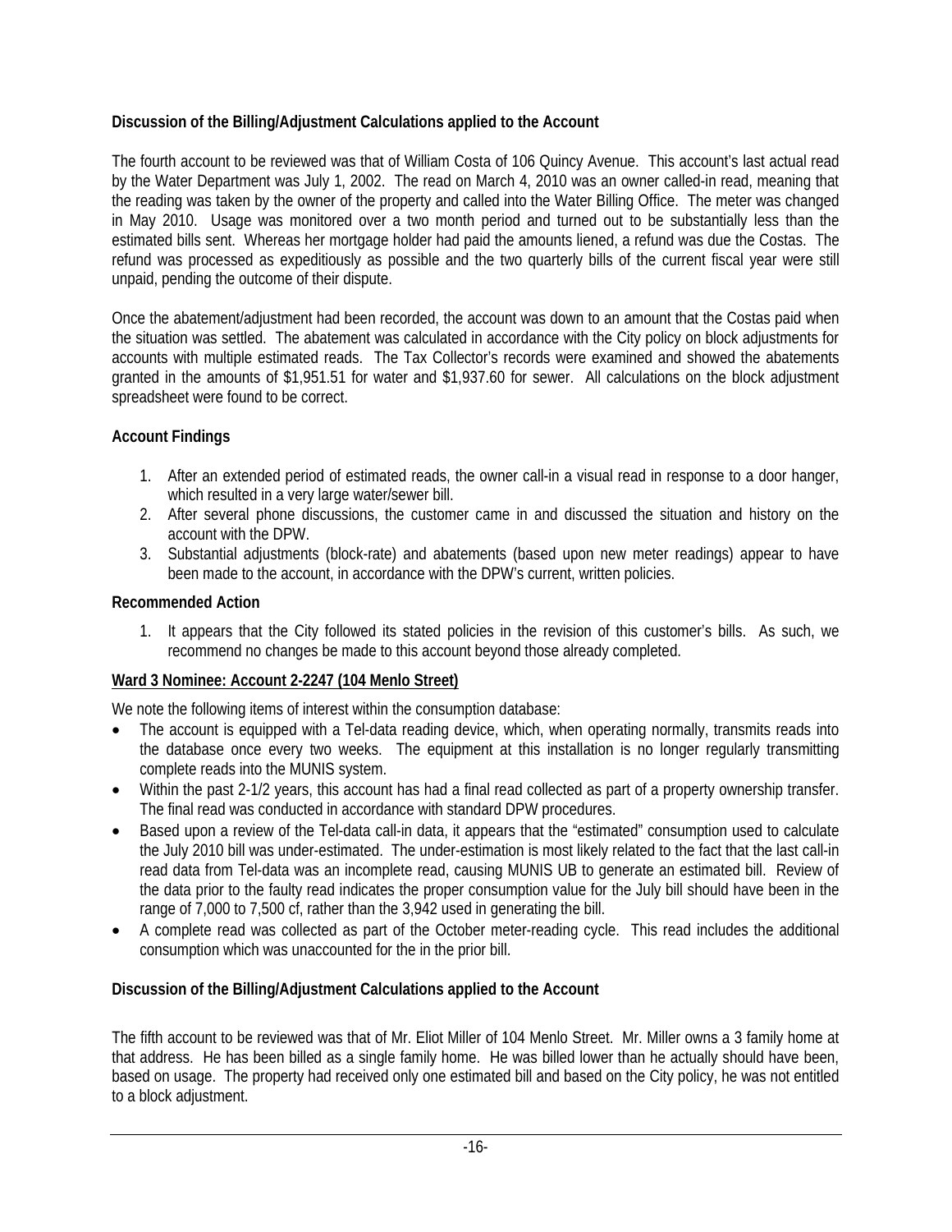**Discussion of the Billing/Adjustment Calculations applied to the Account**

The fourth account to be reviewed was that of William Costa of 106 Quincy Avenue. This account's last actual read by the Water Department was July 1, 2002. The read on March 4, 2010 was an owner called-in read, meaning that the reading was taken by the owner of the property and called into the Water Billing Office. The meter was changed in May 2010. Usage was monitored over a two month period and turned out to be substantially less than the estimated bills sent. Whereas her mortgage holder had paid the amounts liened, a refund was due the Costas. The refund was processed as expeditiously as possible and the two quarterly bills of the current fiscal year were still unpaid, pending the outcome of their dispute.

Once the abatement/adjustment had been recorded, the account was down to an amount that the Costas paid when the situation was settled. The abatement was calculated in accordance with the City policy on block adjustments for accounts with multiple estimated reads. The Tax Collector's records were examined and showed the abatements granted in the amounts of $1,951.51 for water and $1,937.60 for sewer. All calculations on the block adjustment spreadsheet were found to be correct.

**Account Findings**

1. After an extended period of estimated reads, the owner call-in a visual read in response to a door hanger, which resulted in a very large water/sewer bill.
2. After several phone discussions, the customer came in and discussed the situation and history on the account with the DPW.
3. Substantial adjustments (block-rate) and abatements (based upon new meter readings) appear to have been made to the account, in accordance with the DPW's current, written policies.

**Recommended Action**

1. It appears that the City followed its stated policies in the revision of this customer's bills. As such, we recommend no changes be made to this account beyond those already completed.

**Ward 3 Nominee: Account 2-2247 (104 Menlo Street)**

We note the following items of interest within the consumption database:

- The account is equipped with a Tel-data reading device, which, when operating normally, transmits reads into the database once every two weeks. The equipment at this installation is no longer regularly transmitting complete reads into the MUNIS system.
- Within the past 2-1/2 years, this account has had a final read collected as part of a property ownership transfer. The final read was conducted in accordance with standard DPW procedures.
- Based upon a review of the Tel-data call-in data, it appears that the "estimated" consumption used to calculate the July 2010 bill was under-estimated. The under-estimation is most likely related to the fact that the last call-in read data from Tel-data was an incomplete read, causing MUNIS UB to generate an estimated bill. Review of the data prior to the faulty read indicates the proper consumption value for the July bill should have been in the range of 7,000 to 7,500 cf, rather than the 3,942 used in generating the bill.
- A complete read was collected as part of the October meter-reading cycle. This read includes the additional consumption which was unaccounted for the in the prior bill.

**Discussion of the Billing/Adjustment Calculations applied to the Account**

The fifth account to be reviewed was that of Mr. Eliot Miller of 104 Menlo Street. Mr. Miller owns a 3 family home at that address. He has been billed as a single family home. He was billed lower than he actually should have been, based on usage. The property had received only one estimated bill and based on the City policy, he was not entitled to a block adjustment.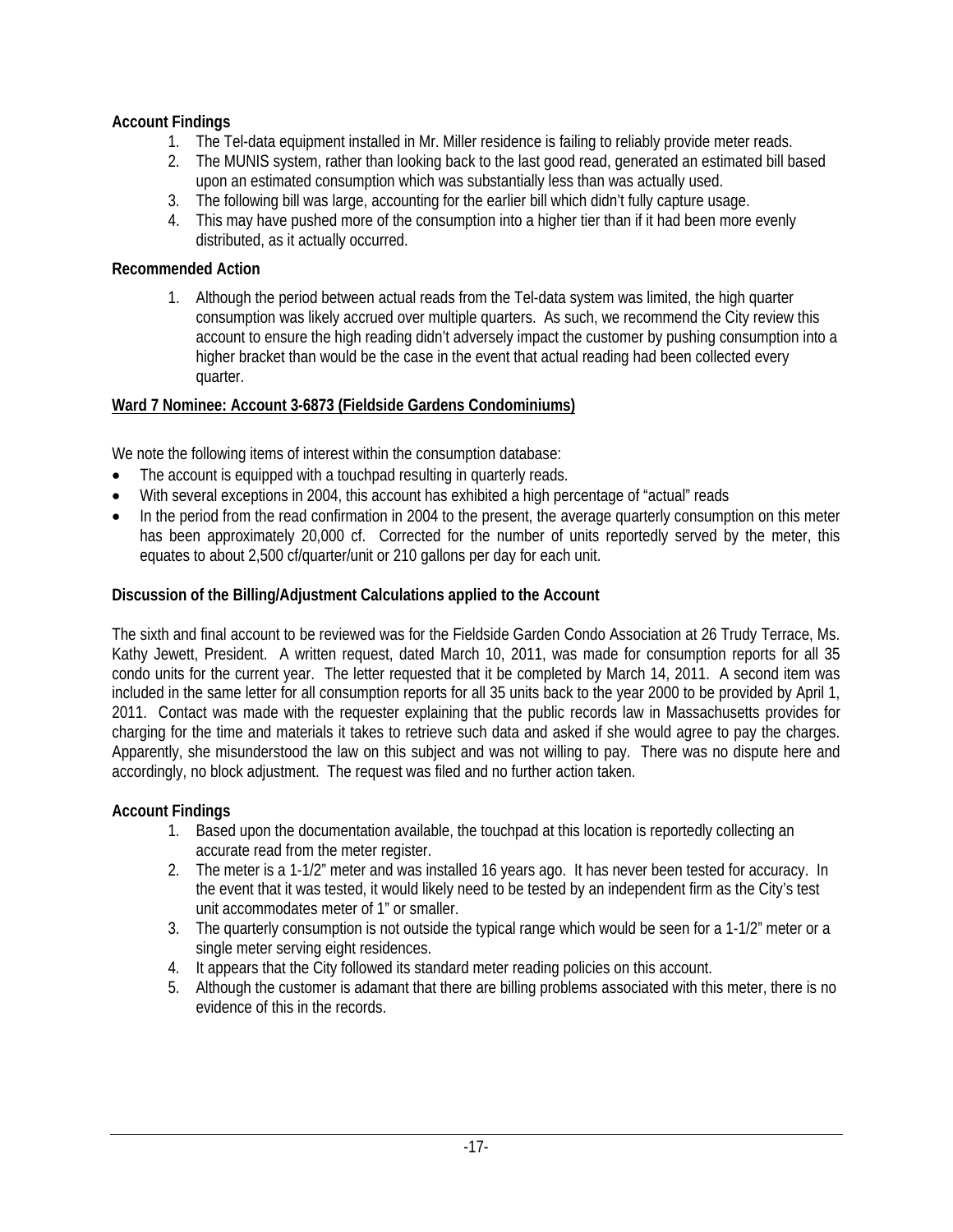**Account Findings**

1. The Tel-data equipment installed in Mr. Miller residence is failing to reliably provide meter reads.
2. The MUNIS system, rather than looking back to the last good read, generated an estimated bill based upon an estimated consumption which was substantially less than was actually used.
3. The following bill was large, accounting for the earlier bill which didn't fully capture usage.
4. This may have pushed more of the consumption into a higher tier than if it had been more evenly distributed, as it actually occurred.

**Recommended Action**

1. Although the period between actual reads from the Tel-data system was limited, the high quarter consumption was likely accrued over multiple quarters. As such, we recommend the City review this account to ensure the high reading didn't adversely impact the customer by pushing consumption into a higher bracket than would be the case in the event that actual reading had been collected every quarter.

**Ward 7 Nominee: Account 3-6873 (Fieldside Gardens Condominiums)**

We note the following items of interest within the consumption database:

- The account is equipped with a touchpad resulting in quarterly reads.
- With several exceptions in 2004, this account has exhibited a high percentage of "actual" reads
- In the period from the read confirmation in 2004 to the present, the average quarterly consumption on this meter has been approximately 20,000 cf. Corrected for the number of units reportedly served by the meter, this equates to about 2,500 cf/quarter/unit or 210 gallons per day for each unit.

**Discussion of the Billing/Adjustment Calculations applied to the Account**

The sixth and final account to be reviewed was for the Fieldside Garden Condo Association at 26 Trudy Terrace, Ms. Kathy Jewett, President. A written request, dated March 10, 2011, was made for consumption reports for all 35 condo units for the current year. The letter requested that it be completed by March 14, 2011. A second item was included in the same letter for all consumption reports for all 35 units back to the year 2000 to be provided by April 1, 2011. Contact was made with the requester explaining that the public records law in Massachusetts provides for charging for the time and materials it takes to retrieve such data and asked if she would agree to pay the charges. Apparently, she misunderstood the law on this subject and was not willing to pay. There was no dispute here and accordingly, no block adjustment. The request was filed and no further action taken.

**Account Findings**

1. Based upon the documentation available, the touchpad at this location is reportedly collecting an accurate read from the meter register.
2. The meter is a 1-1/2" meter and was installed 16 years ago. It has never been tested for accuracy. In the event that it was tested, it would likely need to be tested by an independent firm as the City's test unit accommodates meter of 1" or smaller.
3. The quarterly consumption is not outside the typical range which would be seen for a 1-1/2" meter or a single meter serving eight residences.
4. It appears that the City followed its standard meter reading policies on this account.
5. Although the customer is adamant that there are billing problems associated with this meter, there is no evidence of this in the records.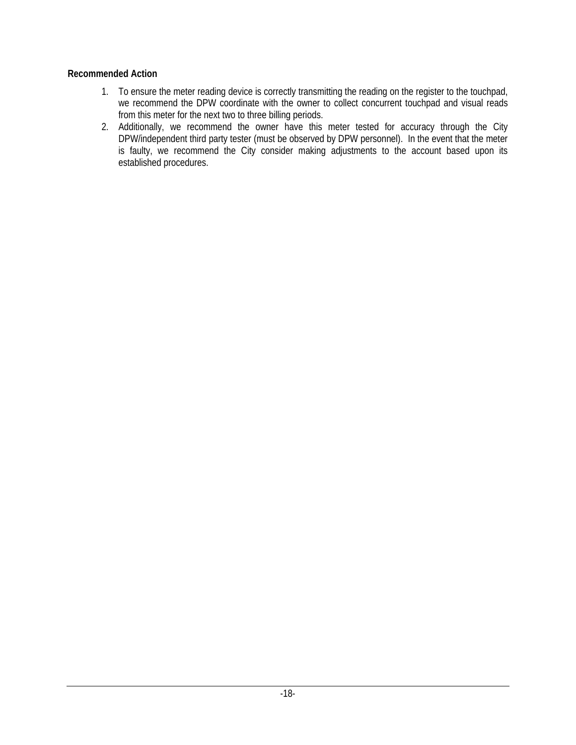**Recommended Action**

1. To ensure the meter reading device is correctly transmitting the reading on the register to the touchpad, we recommend the DPW coordinate with the owner to collect concurrent touchpad and visual reads from this meter for the next two to three billing periods.
2. Additionally, we recommend the owner have this meter tested for accuracy through the City DPW/independent third party tester (must be observed by DPW personnel). In the event that the meter is faulty, we recommend the City consider making adjustments to the account based upon its established procedures.